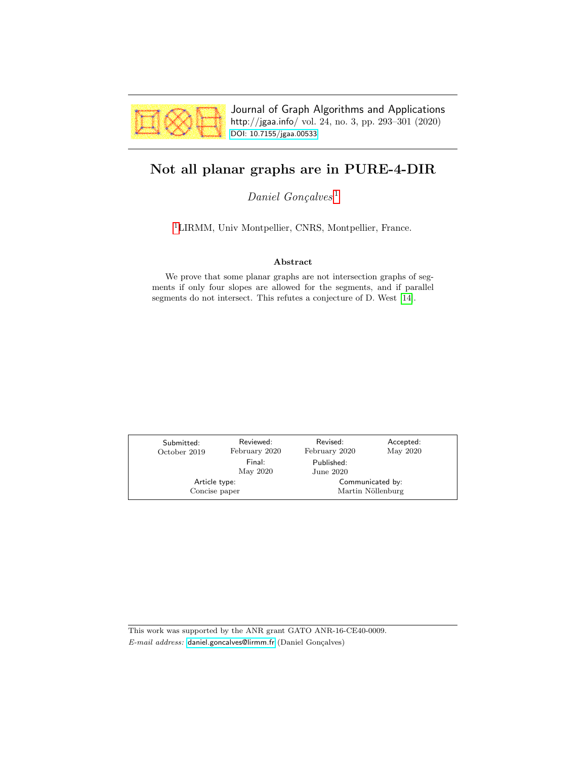Journal of Graph Algorithms and Applications
http://jgaa.info/ vol. 24, no. 3, pp. 293–301 (2020)
DOI: 10.7155/jgaa.00533

# Not all planar graphs are in PURE-4-DIR

*Daniel Gonçalves*[1]

[1]LIRMM, Univ Montpellier, CNRS, Montpellier, France.

### Abstract

We prove that some planar graphs are not intersection graphs of segments if only four slopes are allowed for the segments, and if parallel segments do not intersect. This refutes a conjecture of D. West [14].

| Submitted: | Reviewed: | Revised: | Accepted: |
|---|---|---|---|
| October 2019 | February 2020 | February 2020 | May 2020 |
| | Final: | Published: | |
| | May 2020 | June 2020 | |

| Article type: | Communicated by: |
|---|---|
| Concise paper | Martin Nöllenburg |

This work was supported by the ANR grant GATO ANR-16-CE40-0009.
*E-mail address:* daniel.goncalves@lirmm.fr (Daniel Gonçalves)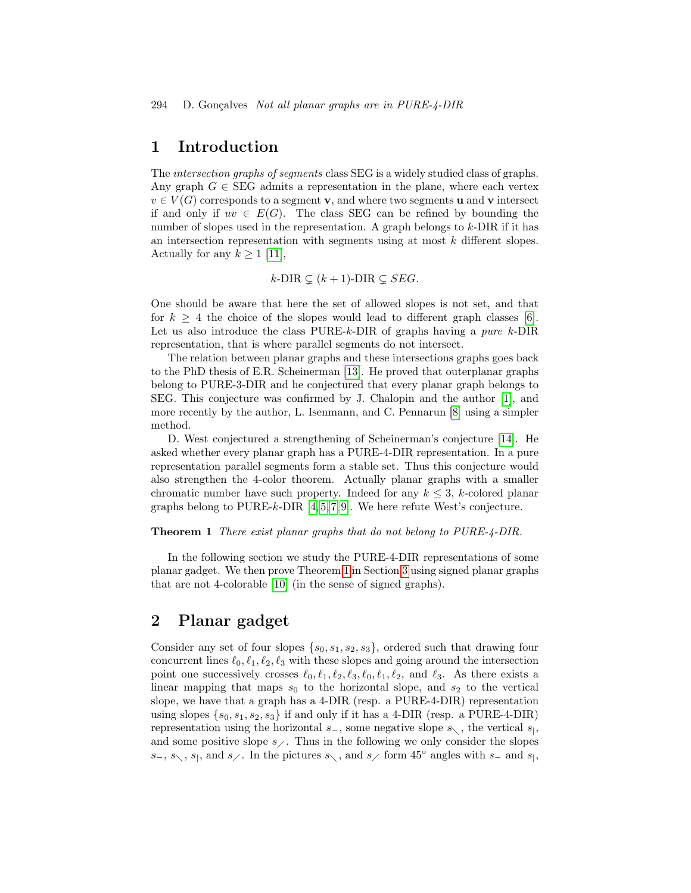## 1 Introduction

The *intersection graphs of segments* class SEG is a widely studied class of graphs. Any graph $G \in$ SEG admits a representation in the plane, where each vertex $v \in V(G)$ corresponds to a segment $\mathbf{v}$, and where two segments $\mathbf{u}$ and $\mathbf{v}$ intersect if and only if $uv \in E(G)$. The class SEG can be refined by bounding the number of slopes used in the representation. A graph belongs to $k$-DIR if it has an intersection representation with segments using at most $k$ different slopes. Actually for any $k \geq 1$ [11],

$$k\text{-DIR} \subsetneq (k+1)\text{-DIR} \subsetneq SEG.$$

One should be aware that here the set of allowed slopes is not set, and that for $k \geq 4$ the choice of the slopes would lead to different graph classes [6]. Let us also introduce the class PURE-$k$-DIR of graphs having a *pure* $k$-DIR representation, that is where parallel segments do not intersect.

The relation between planar graphs and these intersections graphs goes back to the PhD thesis of E.R. Scheinerman [13]. He proved that outerplanar graphs belong to PURE-3-DIR and he conjectured that every planar graph belongs to SEG. This conjecture was confirmed by J. Chalopin and the author [1], and more recently by the author, L. Isenmann, and C. Pennarun [8] using a simpler method.

D. West conjectured a strengthening of Scheinerman's conjecture [14]. He asked whether every planar graph has a PURE-4-DIR representation. In a pure representation parallel segments form a stable set. Thus this conjecture would also strengthen the 4-color theorem. Actually planar graphs with a smaller chromatic number have such property. Indeed for any $k \leq 3$, $k$-colored planar graphs belong to PURE-$k$-DIR [4,5,7,9]. We here refute West's conjecture.

**Theorem 1** *There exist planar graphs that do not belong to PURE-4-DIR.*

In the following section we study the PURE-4-DIR representations of some planar gadget. We then prove Theorem 1 in Section 3 using signed planar graphs that are not 4-colorable [10] (in the sense of signed graphs).

## 2 Planar gadget

Consider any set of four slopes $\{s_0, s_1, s_2, s_3\}$, ordered such that drawing four concurrent lines $\ell_0, \ell_1, \ell_2, \ell_3$ with these slopes and going around the intersection point one successively crosses $\ell_0, \ell_1, \ell_2, \ell_3, \ell_0, \ell_1, \ell_2$, and $\ell_3$. As there exists a linear mapping that maps $s_0$ to the horizontal slope, and $s_2$ to the vertical slope, we have that a graph has a 4-DIR (resp. a PURE-4-DIR) representation using slopes $\{s_0, s_1, s_2, s_3\}$ if and only if it has a 4-DIR (resp. a PURE-4-DIR) representation using the horizontal $s_-$, some negative slope $s_\diagdown$, the vertical $s_|$, and some positive slope $s_\diagup$. Thus in the following we only consider the slopes $s_-$, $s_\diagdown$, $s_|$, and $s_\diagup$. In the pictures $s_\diagdown$, and $s_\diagup$ form 45° angles with $s_-$ and $s_|$,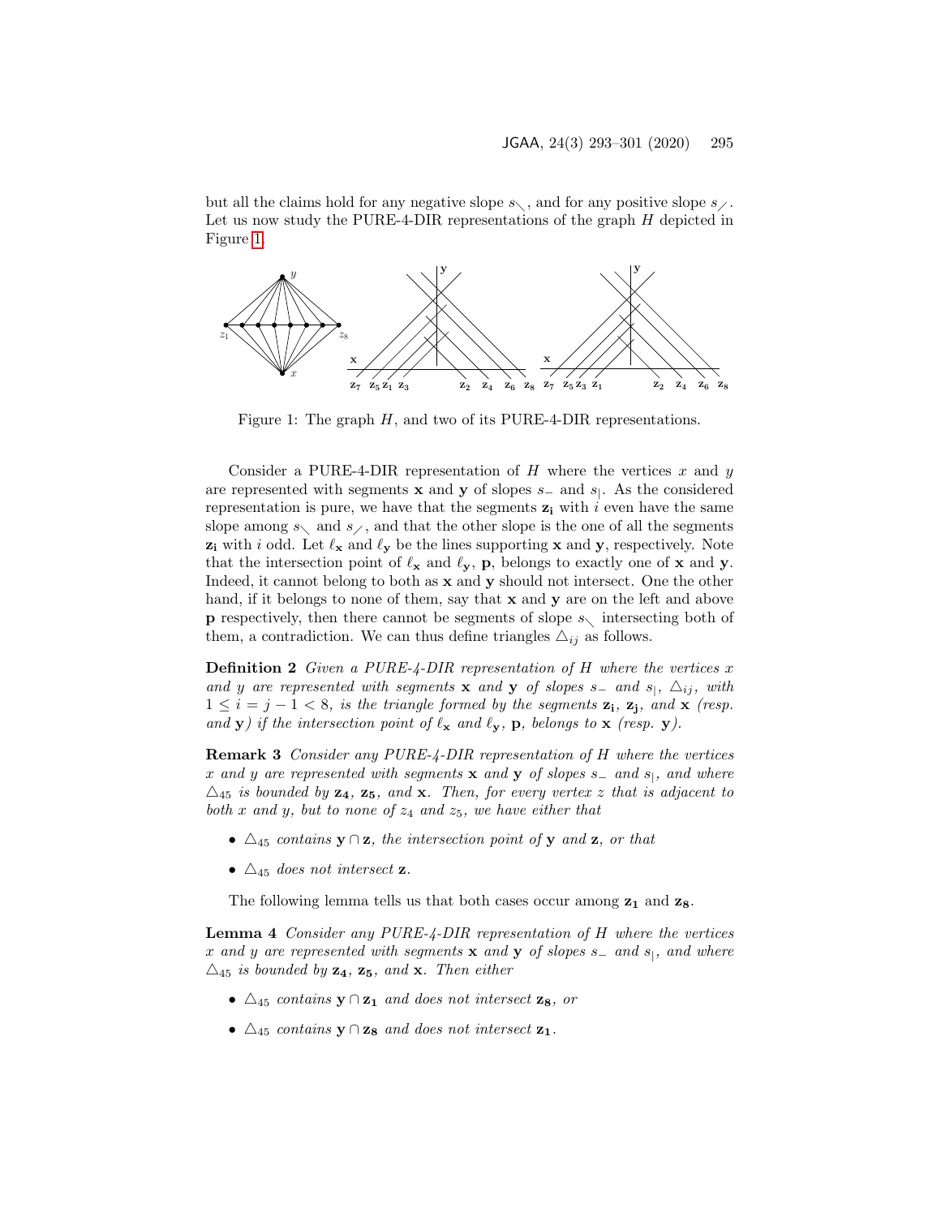but all the claims hold for any negative slope $s_\diagdown$, and for any positive slope $s_\diagup$. Let us now study the PURE-4-DIR representations of the graph $H$ depicted in Figure 1.

Figure 1: The graph $H$, and two of its PURE-4-DIR representations.

Consider a PURE-4-DIR representation of $H$ where the vertices $x$ and $y$ are represented with segments $\mathbf{x}$ and $\mathbf{y}$ of slopes $s_-$ and $s_|$. As the considered representation is pure, we have that the segments $\mathbf{z_i}$ with $i$ even have the same slope among $s_\diagdown$ and $s_\diagup$, and that the other slope is the one of all the segments $\mathbf{z_i}$ with $i$ odd. Let $\ell_\mathbf{x}$ and $\ell_\mathbf{y}$ be the lines supporting $\mathbf{x}$ and $\mathbf{y}$, respectively. Note that the intersection point of $\ell_\mathbf{x}$ and $\ell_\mathbf{y}$, $\mathbf{p}$, belongs to exactly one of $\mathbf{x}$ and $\mathbf{y}$. Indeed, it cannot belong to both as $\mathbf{x}$ and $\mathbf{y}$ should not intersect. One the other hand, if it belongs to none of them, say that $\mathbf{x}$ and $\mathbf{y}$ are on the left and above $\mathbf{p}$ respectively, then there cannot be segments of slope $s_\diagdown$ intersecting both of them, a contradiction. We can thus define triangles $\triangle_{ij}$ as follows.

**Definition 2** *Given a PURE-4-DIR representation of $H$ where the vertices $x$ and $y$ are represented with segments $\mathbf{x}$ and $\mathbf{y}$ of slopes $s_-$ and $s_|$, $\triangle_{ij}$, with $1 \leq i = j-1 < 8$, is the triangle formed by the segments $\mathbf{z_i}$, $\mathbf{z_j}$, and $\mathbf{x}$ (resp. and $\mathbf{y}$) if the intersection point of $\ell_\mathbf{x}$ and $\ell_\mathbf{y}$, $\mathbf{p}$, belongs to $\mathbf{x}$ (resp. $\mathbf{y}$).*

**Remark 3** *Consider any PURE-4-DIR representation of $H$ where the vertices $x$ and $y$ are represented with segments $\mathbf{x}$ and $\mathbf{y}$ of slopes $s_-$ and $s_|$, and where $\triangle_{45}$ is bounded by $\mathbf{z_4}$, $\mathbf{z_5}$, and $\mathbf{x}$. Then, for every vertex $z$ that is adjacent to both $x$ and $y$, but to none of $z_4$ and $z_5$, we have either that*

- *$\triangle_{45}$ contains $\mathbf{y} \cap \mathbf{z}$, the intersection point of $\mathbf{y}$ and $\mathbf{z}$, or that*
- *$\triangle_{45}$ does not intersect $\mathbf{z}$.*

The following lemma tells us that both cases occur among $\mathbf{z_1}$ and $\mathbf{z_8}$.

**Lemma 4** *Consider any PURE-4-DIR representation of $H$ where the vertices $x$ and $y$ are represented with segments $\mathbf{x}$ and $\mathbf{y}$ of slopes $s_-$ and $s_|$, and where $\triangle_{45}$ is bounded by $\mathbf{z_4}$, $\mathbf{z_5}$, and $\mathbf{x}$. Then either*

- *$\triangle_{45}$ contains $\mathbf{y} \cap \mathbf{z_1}$ and does not intersect $\mathbf{z_8}$, or*
- *$\triangle_{45}$ contains $\mathbf{y} \cap \mathbf{z_8}$ and does not intersect $\mathbf{z_1}$.*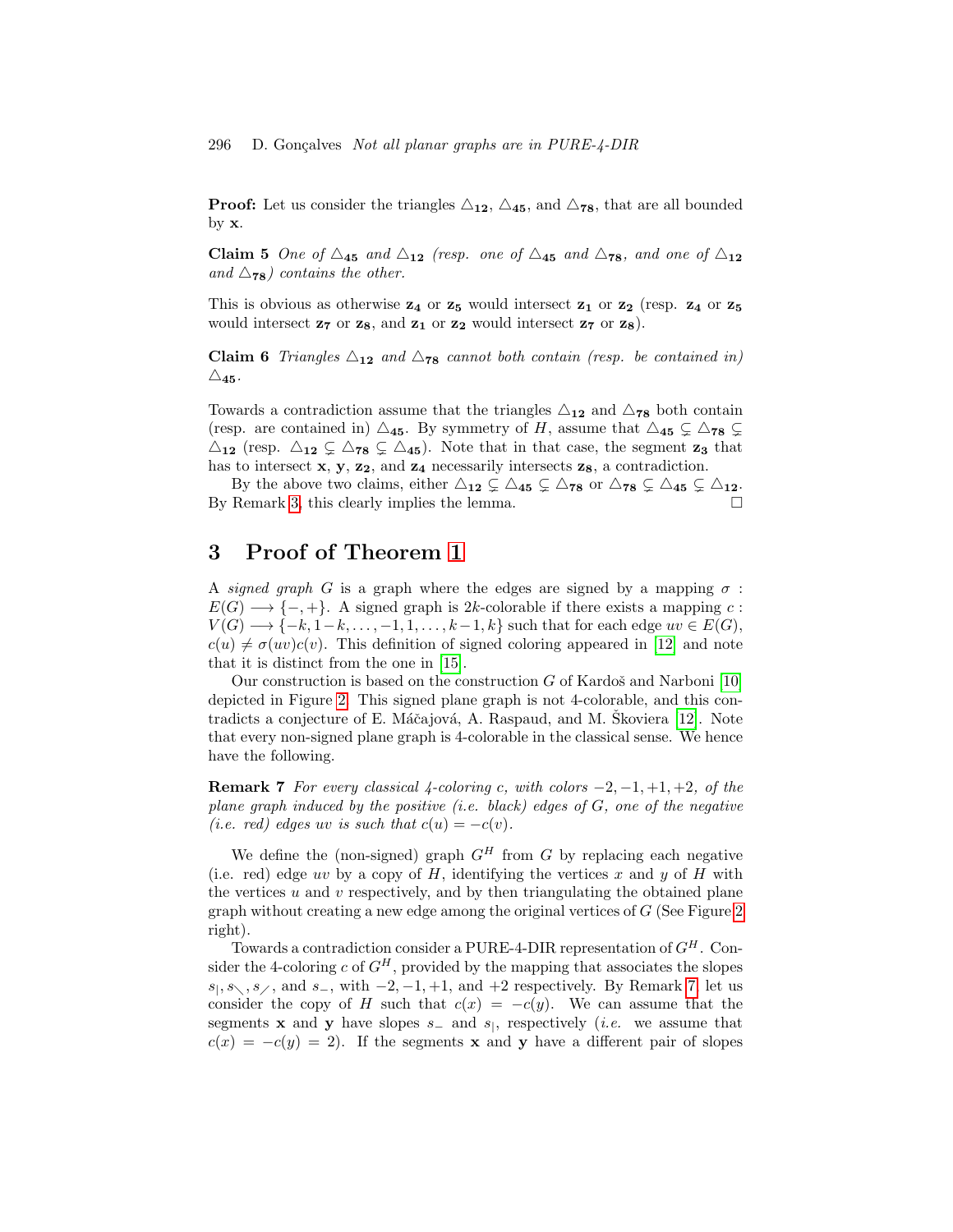**Proof:** Let us consider the triangles $\triangle_{\mathbf{12}}$, $\triangle_{\mathbf{45}}$, and $\triangle_{\mathbf{78}}$, that are all bounded by $\mathbf{x}$.

**Claim 5** *One of $\triangle_{\mathbf{45}}$ and $\triangle_{\mathbf{12}}$ (resp. one of $\triangle_{\mathbf{45}}$ and $\triangle_{\mathbf{78}}$, and one of $\triangle_{\mathbf{12}}$ and $\triangle_{\mathbf{78}}$) contains the other.*

This is obvious as otherwise $\mathbf{z_4}$ or $\mathbf{z_5}$ would intersect $\mathbf{z_1}$ or $\mathbf{z_2}$ (resp. $\mathbf{z_4}$ or $\mathbf{z_5}$ would intersect $\mathbf{z_7}$ or $\mathbf{z_8}$, and $\mathbf{z_1}$ or $\mathbf{z_2}$ would intersect $\mathbf{z_7}$ or $\mathbf{z_8}$).

**Claim 6** *Triangles $\triangle_{\mathbf{12}}$ and $\triangle_{\mathbf{78}}$ cannot both contain (resp. be contained in) $\triangle_{\mathbf{45}}$.*

Towards a contradiction assume that the triangles $\triangle_{\mathbf{12}}$ and $\triangle_{\mathbf{78}}$ both contain (resp. are contained in) $\triangle_{\mathbf{45}}$. By symmetry of $H$, assume that $\triangle_{\mathbf{45}} \subsetneq \triangle_{\mathbf{78}} \subsetneq \triangle_{\mathbf{12}}$ (resp. $\triangle_{\mathbf{12}} \subsetneq \triangle_{\mathbf{78}} \subsetneq \triangle_{\mathbf{45}}$). Note that in that case, the segment $\mathbf{z_3}$ that has to intersect $\mathbf{x}$, $\mathbf{y}$, $\mathbf{z_2}$, and $\mathbf{z_4}$ necessarily intersects $\mathbf{z_8}$, a contradiction.

By the above two claims, either $\triangle_{\mathbf{12}} \subsetneq \triangle_{\mathbf{45}} \subsetneq \triangle_{\mathbf{78}}$ or $\triangle_{\mathbf{78}} \subsetneq \triangle_{\mathbf{45}} \subsetneq \triangle_{\mathbf{12}}$. By Remark 3, this clearly implies the lemma. □

## 3 Proof of Theorem 1

A *signed graph* $G$ is a graph where the edges are signed by a mapping $\sigma : E(G) \longrightarrow \{-,+\}$. A signed graph is $2k$-colorable if there exists a mapping $c : V(G) \longrightarrow \{-k, 1-k, \ldots, -1, 1, \ldots, k-1, k\}$ such that for each edge $uv \in E(G)$, $c(u) \neq \sigma(uv)c(v)$. This definition of signed coloring appeared in [12] and note that it is distinct from the one in [15].

Our construction is based on the construction $G$ of Kardoš and Narboni [10] depicted in Figure 2. This signed plane graph is not 4-colorable, and this contradicts a conjecture of E. Máčajová, A. Raspaud, and M. Škoviera [12]. Note that every non-signed plane graph is 4-colorable in the classical sense. We hence have the following.

**Remark 7** *For every classical 4-coloring $c$, with colors $-2, -1, +1, +2$, of the plane graph induced by the positive (i.e. black) edges of $G$, one of the negative (i.e. red) edges $uv$ is such that $c(u) = -c(v)$.*

We define the (non-signed) graph $G^H$ from $G$ by replacing each negative (i.e. red) edge $uv$ by a copy of $H$, identifying the vertices $x$ and $y$ of $H$ with the vertices $u$ and $v$ respectively, and by then triangulating the obtained plane graph without creating a new edge among the original vertices of $G$ (See Figure 2 right).

Towards a contradiction consider a PURE-4-DIR representation of $G^H$. Consider the 4-coloring $c$ of $G^H$, provided by the mapping that associates the slopes $s_{|}, s_{\diagdown}, s_{\diagup}$, and $s_{-}$, with $-2, -1, +1$, and $+2$ respectively. By Remark 7 let us consider the copy of $H$ such that $c(x) = -c(y)$. We can assume that the segments $\mathbf{x}$ and $\mathbf{y}$ have slopes $s_{-}$ and $s_{|}$, respectively (*i.e.* we assume that $c(x) = -c(y) = 2$). If the segments $\mathbf{x}$ and $\mathbf{y}$ have a different pair of slopes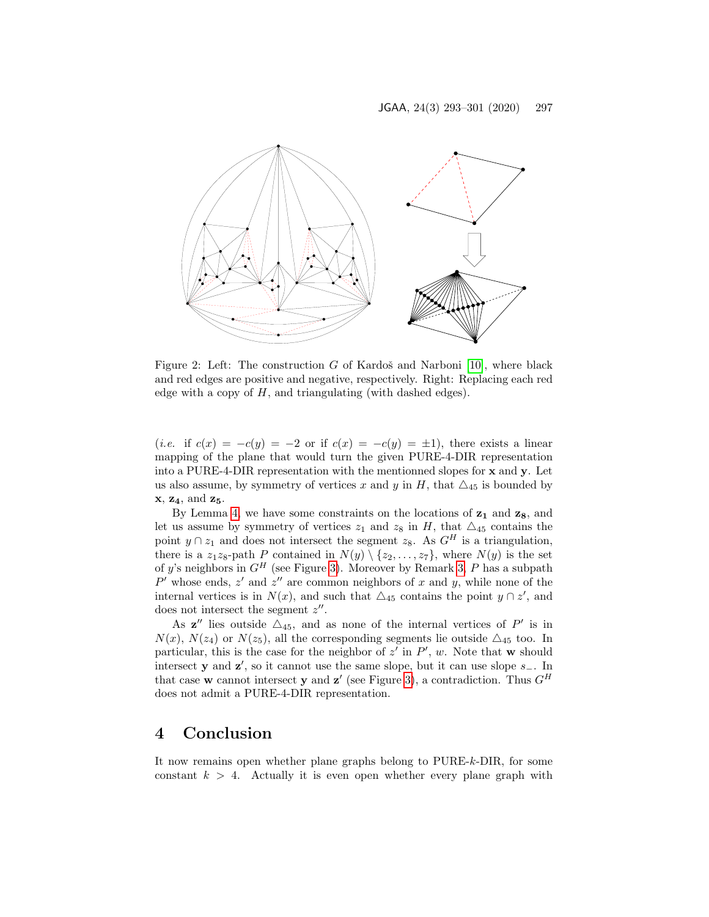Figure 2: Left: The construction $G$ of Kardoš and Narboni [10], where black and red edges are positive and negative, respectively. Right: Replacing each red edge with a copy of $H$, and triangulating (with dashed edges).

(*i.e.* if $c(x) = -c(y) = -2$ or if $c(x) = -c(y) = \pm 1$), there exists a linear mapping of the plane that would turn the given PURE-4-DIR representation into a PURE-4-DIR representation with the mentionned slopes for $\mathbf{x}$ and $\mathbf{y}$. Let us also assume, by symmetry of vertices $x$ and $y$ in $H$, that $\triangle_{45}$ is bounded by $\mathbf{x}$, $\mathbf{z_4}$, and $\mathbf{z_5}$.

By Lemma 4, we have some constraints on the locations of $\mathbf{z_1}$ and $\mathbf{z_8}$, and let us assume by symmetry of vertices $z_1$ and $z_8$ in $H$, that $\triangle_{45}$ contains the point $y \cap z_1$ and does not intersect the segment $z_8$. As $G^H$ is a triangulation, there is a $z_1z_8$-path $P$ contained in $N(y) \setminus \{z_2, \ldots, z_7\}$, where $N(y)$ is the set of $y$'s neighbors in $G^H$ (see Figure 3). Moreover by Remark 3, $P$ has a subpath $P'$ whose ends, $z'$ and $z''$ are common neighbors of $x$ and $y$, while none of the internal vertices is in $N(x)$, and such that $\triangle_{45}$ contains the point $y \cap z'$, and does not intersect the segment $z''$.

As $\mathbf{z}''$ lies outside $\triangle_{45}$, and as none of the internal vertices of $P'$ is in $N(x)$, $N(z_4)$ or $N(z_5)$, all the corresponding segments lie outside $\triangle_{45}$ too. In particular, this is the case for the neighbor of $z'$ in $P'$, $w$. Note that $\mathbf{w}$ should intersect $\mathbf{y}$ and $\mathbf{z}'$, so it cannot use the same slope, but it can use slope $s_-$. In that case $\mathbf{w}$ cannot intersect $\mathbf{y}$ and $\mathbf{z}'$ (see Figure 3), a contradiction. Thus $G^H$ does not admit a PURE-4-DIR representation.

## 4 Conclusion

It now remains open whether plane graphs belong to PURE-$k$-DIR, for some constant $k > 4$. Actually it is even open whether every plane graph with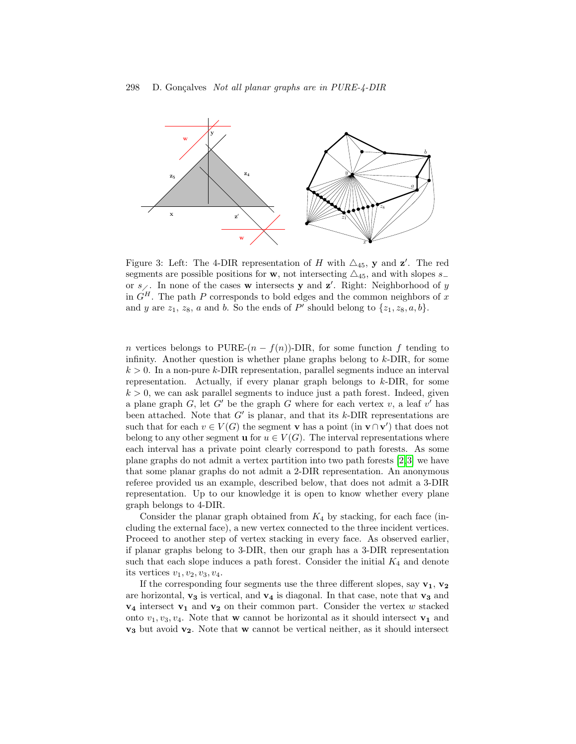Figure 3: Left: The 4-DIR representation of $H$ with $\triangle_{45}$, $\mathbf{y}$ and $\mathbf{z'}$. The red segments are possible positions for $\mathbf{w}$, not intersecting $\triangle_{45}$, and with slopes $s_{-}$ or $s_{\diagup}$. In none of the cases $\mathbf{w}$ intersects $\mathbf{y}$ and $\mathbf{z'}$. Right: Neighborhood of $y$ in $G^H$. The path $P$ corresponds to bold edges and the common neighbors of $x$ and $y$ are $z_1$, $z_8$, $a$ and $b$. So the ends of $P'$ should belong to $\{z_1, z_8, a, b\}$.

$n$ vertices belongs to PURE-$(n - f(n))$-DIR, for some function $f$ tending to infinity. Another question is whether plane graphs belong to $k$-DIR, for some $k > 0$. In a non-pure $k$-DIR representation, parallel segments induce an interval representation. Actually, if every planar graph belongs to $k$-DIR, for some $k > 0$, we can ask parallel segments to induce just a path forest. Indeed, given a plane graph $G$, let $G'$ be the graph $G$ where for each vertex $v$, a leaf $v'$ has been attached. Note that $G'$ is planar, and that its $k$-DIR representations are such that for each $v \in V(G)$ the segment $\mathbf{v}$ has a point (in $\mathbf{v} \cap \mathbf{v'}$) that does not belong to any other segment $\mathbf{u}$ for $u \in V(G)$. The interval representations where each interval has a private point clearly correspond to path forests. As some plane graphs do not admit a vertex partition into two path forests [2,3] we have that some planar graphs do not admit a 2-DIR representation. An anonymous referee provided us an example, described below, that does not admit a 3-DIR representation. Up to our knowledge it is open to know whether every plane graph belongs to 4-DIR.

Consider the planar graph obtained from $K_4$ by stacking, for each face (including the external face), a new vertex connected to the three incident vertices. Proceed to another step of vertex stacking in every face. As observed earlier, if planar graphs belong to 3-DIR, then our graph has a 3-DIR representation such that each slope induces a path forest. Consider the initial $K_4$ and denote its vertices $v_1, v_2, v_3, v_4$.

If the corresponding four segments use the three different slopes, say $\mathbf{v_1}$, $\mathbf{v_2}$ are horizontal, $\mathbf{v_3}$ is vertical, and $\mathbf{v_4}$ is diagonal. In that case, note that $\mathbf{v_3}$ and $\mathbf{v_4}$ intersect $\mathbf{v_1}$ and $\mathbf{v_2}$ on their common part. Consider the vertex $w$ stacked onto $v_1, v_3, v_4$. Note that $\mathbf{w}$ cannot be horizontal as it should intersect $\mathbf{v_1}$ and $\mathbf{v_3}$ but avoid $\mathbf{v_2}$. Note that $\mathbf{w}$ cannot be vertical neither, as it should intersect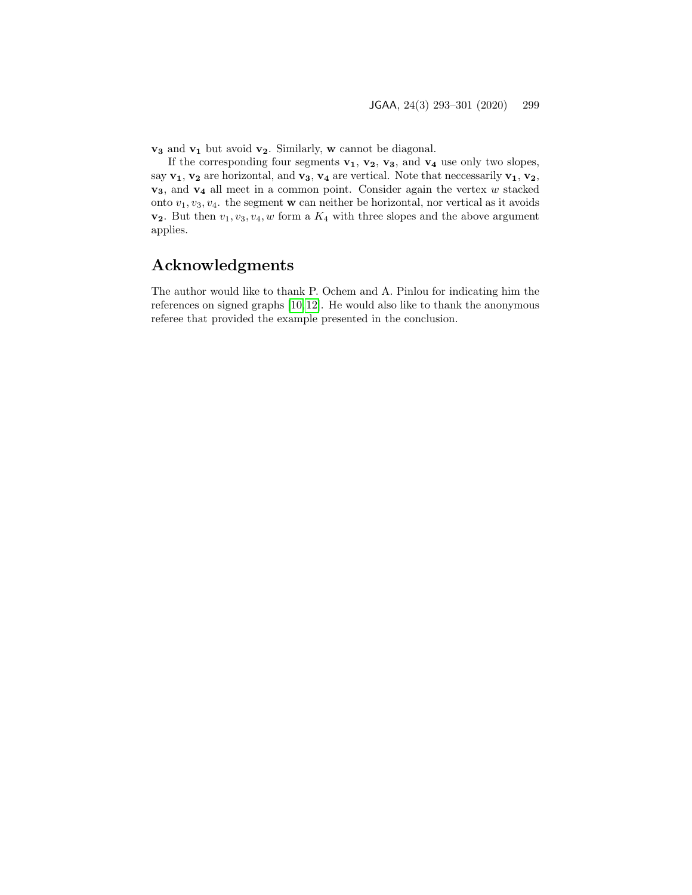$\mathbf{v_3}$ and $\mathbf{v_1}$ but avoid $\mathbf{v_2}$. Similarly, $\mathbf{w}$ cannot be diagonal.

If the corresponding four segments $\mathbf{v_1}$, $\mathbf{v_2}$, $\mathbf{v_3}$, and $\mathbf{v_4}$ use only two slopes, say $\mathbf{v_1}$, $\mathbf{v_2}$ are horizontal, and $\mathbf{v_3}$, $\mathbf{v_4}$ are vertical. Note that neccessarily $\mathbf{v_1}$, $\mathbf{v_2}$, $\mathbf{v_3}$, and $\mathbf{v_4}$ all meet in a common point. Consider again the vertex $w$ stacked onto $v_1, v_3, v_4$. the segment $\mathbf{w}$ can neither be horizontal, nor vertical as it avoids $\mathbf{v_2}$. But then $v_1, v_3, v_4, w$ form a $K_4$ with three slopes and the above argument applies.

## Acknowledgments

The author would like to thank P. Ochem and A. Pinlou for indicating him the references on signed graphs [10,12]. He would also like to thank the anonymous referee that provided the example presented in the conclusion.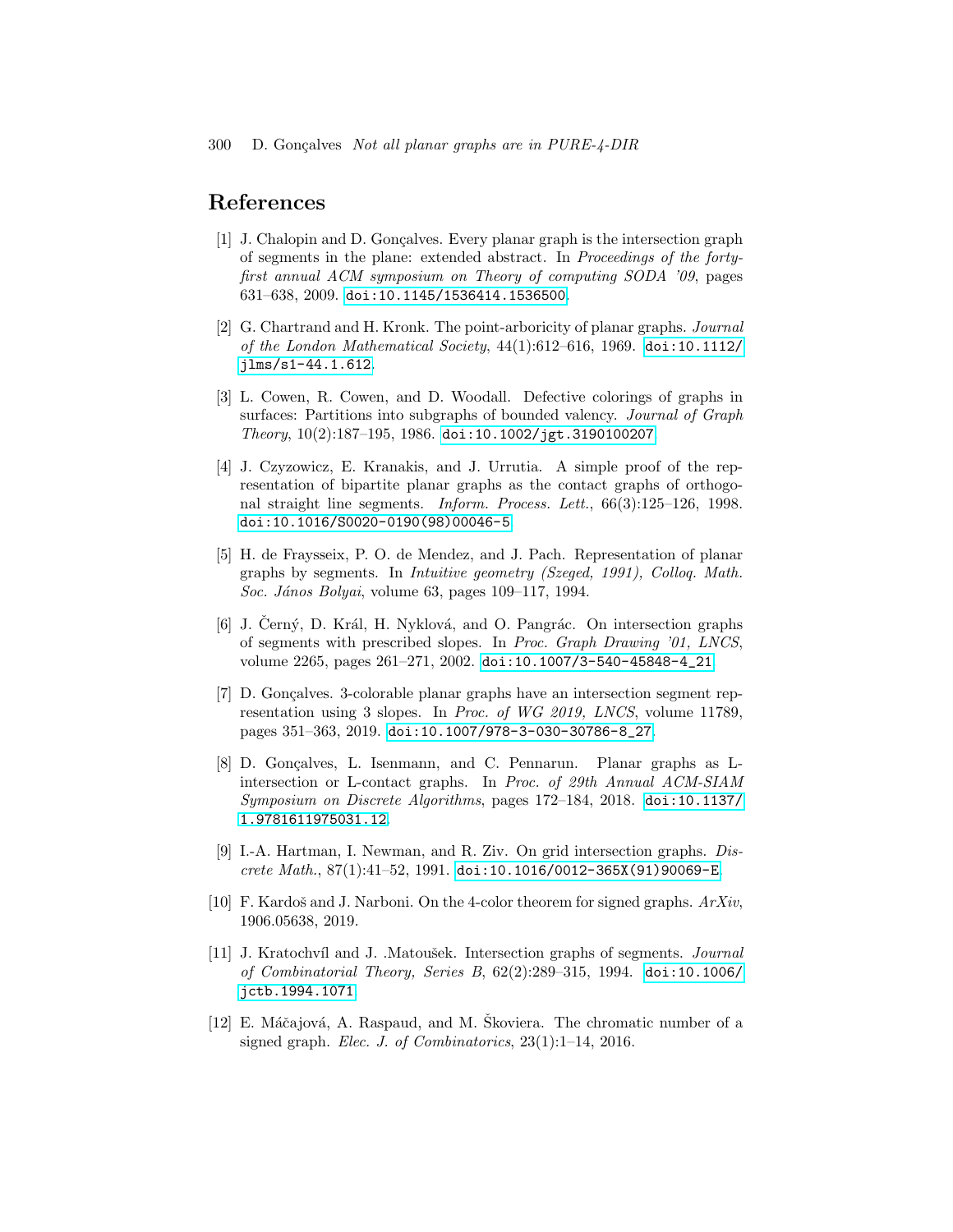## References

[1] J. Chalopin and D. Gonçalves. Every planar graph is the intersection graph of segments in the plane: extended abstract. In *Proceedings of the forty-first annual ACM symposium on Theory of computing SODA '09*, pages 631–638, 2009. doi:10.1145/1536414.1536500.

[2] G. Chartrand and H. Kronk. The point-arboricity of planar graphs. *Journal of the London Mathematical Society*, 44(1):612–616, 1969. doi:10.1112/jlms/s1-44.1.612.

[3] L. Cowen, R. Cowen, and D. Woodall. Defective colorings of graphs in surfaces: Partitions into subgraphs of bounded valency. *Journal of Graph Theory*, 10(2):187–195, 1986. doi:10.1002/jgt.3190100207.

[4] J. Czyzowicz, E. Kranakis, and J. Urrutia. A simple proof of the representation of bipartite planar graphs as the contact graphs of orthogonal straight line segments. *Inform. Process. Lett.*, 66(3):125–126, 1998. doi:10.1016/S0020-0190(98)00046-5.

[5] H. de Fraysseix, P. O. de Mendez, and J. Pach. Representation of planar graphs by segments. In *Intuitive geometry (Szeged, 1991), Colloq. Math. Soc. János Bolyai*, volume 63, pages 109–117, 1994.

[6] J. Černý, D. Král, H. Nyklová, and O. Pangrác. On intersection graphs of segments with prescribed slopes. In *Proc. Graph Drawing '01, LNCS*, volume 2265, pages 261–271, 2002. doi:10.1007/3-540-45848-4_21.

[7] D. Gonçalves. 3-colorable planar graphs have an intersection segment representation using 3 slopes. In *Proc. of WG 2019, LNCS*, volume 11789, pages 351–363, 2019. doi:10.1007/978-3-030-30786-8_27.

[8] D. Gonçalves, L. Isenmann, and C. Pennarun. Planar graphs as L-intersection or L-contact graphs. In *Proc. of 29th Annual ACM-SIAM Symposium on Discrete Algorithms*, pages 172–184, 2018. doi:10.1137/1.9781611975031.12.

[9] I.-A. Hartman, I. Newman, and R. Ziv. On grid intersection graphs. *Discrete Math.*, 87(1):41–52, 1991. doi:10.1016/0012-365X(91)90069-E.

[10] F. Kardoš and J. Narboni. On the 4-color theorem for signed graphs. *ArXiv*, 1906.05638, 2019.

[11] J. Kratochvíl and J. .Matoušek. Intersection graphs of segments. *Journal of Combinatorial Theory, Series B*, 62(2):289–315, 1994. doi:10.1006/jctb.1994.1071.

[12] E. Máčajová, A. Raspaud, and M. Škoviera. The chromatic number of a signed graph. *Elec. J. of Combinatorics*, 23(1):1–14, 2016.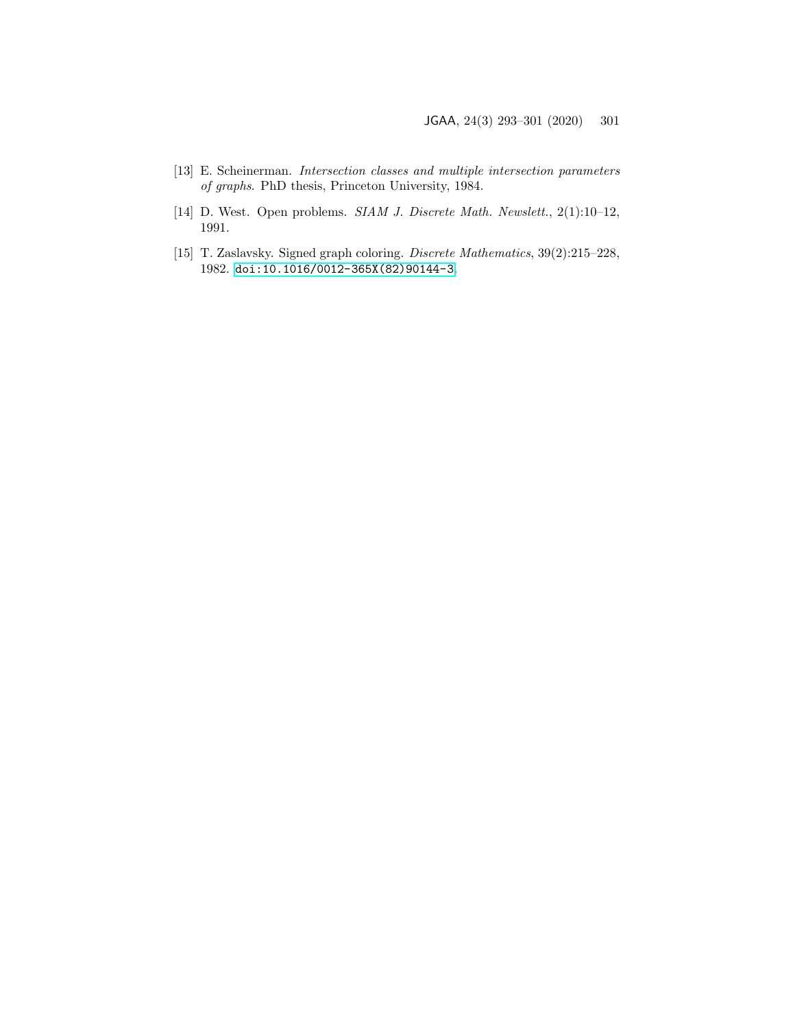[13] E. Scheinerman. *Intersection classes and multiple intersection parameters of graphs*. PhD thesis, Princeton University, 1984.

[14] D. West. Open problems. *SIAM J. Discrete Math. Newslett.*, 2(1):10–12, 1991.

[15] T. Zaslavsky. Signed graph coloring. *Discrete Mathematics*, 39(2):215–228, 1982. doi:10.1016/0012-365X(82)90144-3.